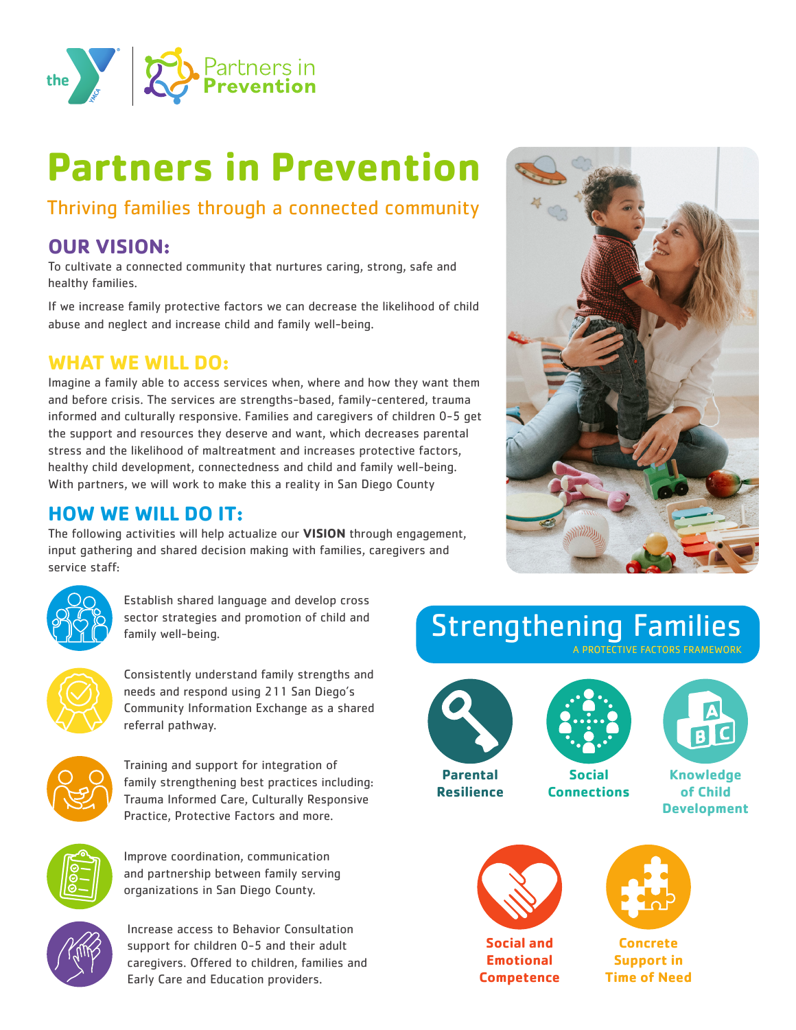# Partners in Prevention

## Thriving families through a connected community

## OUR VISION:

To cultivate a connected community that nurtures caring, strong, safe and healthy families.

If we increase family protective factors we can decrease the likelihood of child abuse and neglect and increase child and family well-being.

## WHAT WE WILL DO:

Imagine a family able to access services when, where and how they want them and before crisis. The services are strengths-based, family-centered, trauma informed and culturally responsive. Families and caregivers of children 0-5 get the support and resources they deserve and want, which decreases parental stress and the likelihood of maltreatment and increases protective factors, healthy child development, connectedness and child and family well-being. With partners, we will work to make this a reality in San Diego County

## HOW WE WILL DO IT:

The following activities will help actualize our **VISION** through engagement, input gathering and shared decision making with families, caregivers and service staff:

- Establish shared language and develop cross sector strategies and promotion of child and family well-being.
- Consistently understand family strengths and needs and respond using 211 San Diego's Community Information Exchange as a shared referral pathway.
- Training and support for integration of family strengthening best practices including: Trauma Informed Care, Culturally Responsive Practice, Protective Factors and more.
- Improve coordination, communication and partnership between family serving organizations in San Diego County.
- Increase access to Behavior Consultation support for children 0-5 and their adult caregivers. Offered to children, families and Early Care and Education providers.

## Strengthening Families

A PROTECTIVE FACTORS FRAMEWORK

- Parental Resilience
- Social Connections
- Knowledge of Child Development
- Social and Emotional Competence
- Concrete Support in Time of Need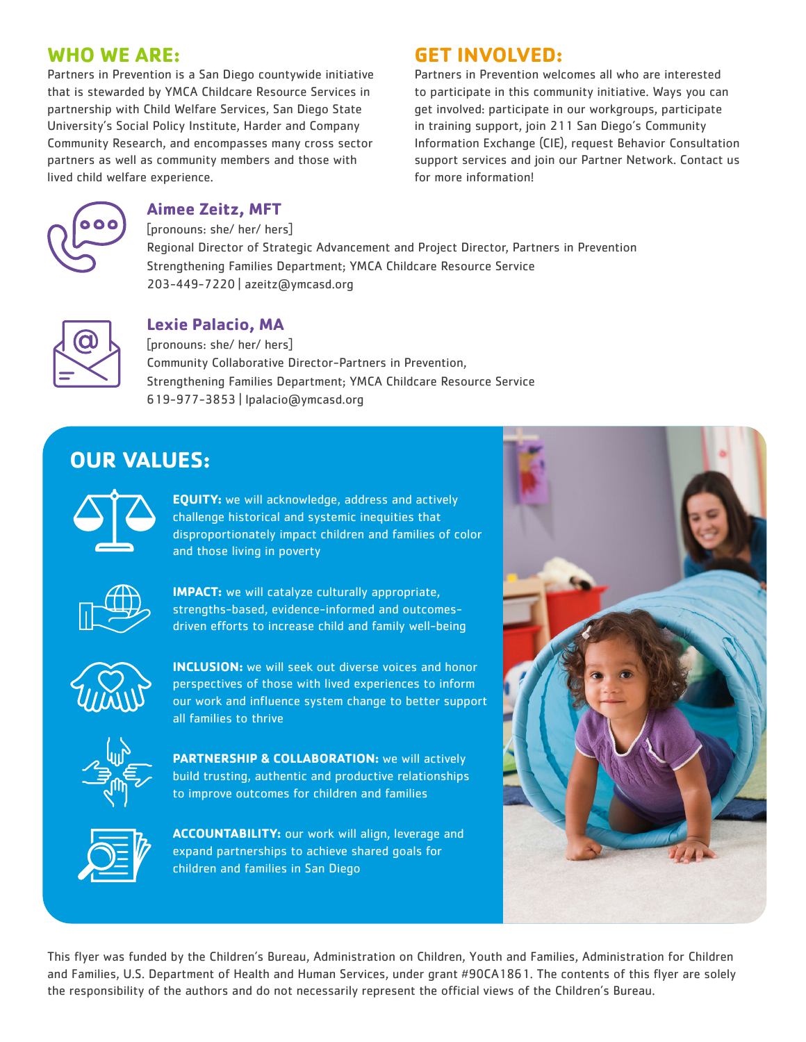## WHO WE ARE:

Partners in Prevention is a San Diego countywide initiative that is stewarded by YMCA Childcare Resource Services in partnership with Child Welfare Services, San Diego State University's Social Policy Institute, Harder and Company Community Research, and encompasses many cross sector partners as well as community members and those with lived child welfare experience.

## GET INVOLVED:

Partners in Prevention welcomes all who are interested to participate in this community initiative. Ways you can get involved: participate in our workgroups, participate in training support, join 211 San Diego's Community Information Exchange (CIE), request Behavior Consultation support services and join our Partner Network. Contact us for more information!

### Aimee Zeitz, MFT

[pronouns: she/ her/ hers]
Regional Director of Strategic Advancement and Project Director, Partners in Prevention
Strengthening Families Department; YMCA Childcare Resource Service
203-449-7220 | azeitz@ymcasd.org

### Lexie Palacio, MA

[pronouns: she/ her/ hers]
Community Collaborative Director-Partners in Prevention,
Strengthening Families Department; YMCA Childcare Resource Service
619-977-3853 | lpalacio@ymcasd.org

## OUR VALUES:

**EQUITY:** we will acknowledge, address and actively challenge historical and systemic inequities that disproportionately impact children and families of color and those living in poverty

**IMPACT:** we will catalyze culturally appropriate, strengths-based, evidence-informed and outcomes-driven efforts to increase child and family well-being

**INCLUSION:** we will seek out diverse voices and honor perspectives of those with lived experiences to inform our work and influence system change to better support all families to thrive

**PARTNERSHIP & COLLABORATION:** we will actively build trusting, authentic and productive relationships to improve outcomes for children and families

**ACCOUNTABILITY:** our work will align, leverage and expand partnerships to achieve shared goals for children and families in San Diego

This flyer was funded by the Children's Bureau, Administration on Children, Youth and Families, Administration for Children and Families, U.S. Department of Health and Human Services, under grant #90CA1861. The contents of this flyer are solely the responsibility of the authors and do not necessarily represent the official views of the Children's Bureau.